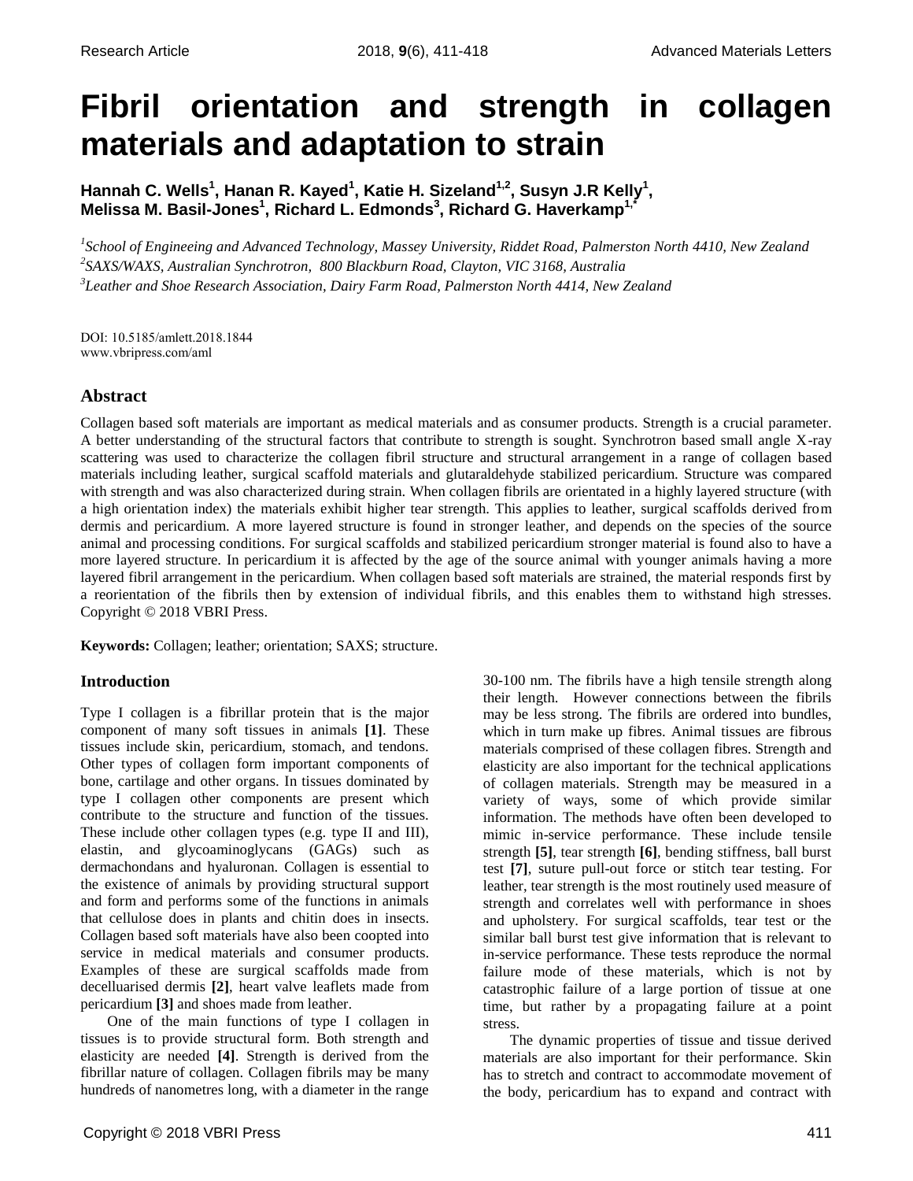# Fibril orientation and strength in collagen materials and adaptation to strain

**Hannah C. Wells[1], Hanan R. Kayed[1], Katie H. Sizeland[1,2], Susyn J.R Kelly[1], Melissa M. Basil-Jones[1], Richard L. Edmonds[3], Richard G. Haverkamp[1,*]**

[1]*School of Engineering and Advanced Technology, Massey University, Riddet Road, Palmerston North 4410, New Zealand*
[2]*SAXS/WAXS, Australian Synchrotron, 800 Blackburn Road, Clayton, VIC 3168, Australia*
[3]*Leather and Shoe Research Association, Dairy Farm Road, Palmerston North 4414, New Zealand*

DOI: 10.5185/amlett.2018.1844
www.vbripress.com/aml

## Abstract

Collagen based soft materials are important as medical materials and as consumer products. Strength is a crucial parameter. A better understanding of the structural factors that contribute to strength is sought. Synchrotron based small angle X-ray scattering was used to characterize the collagen fibril structure and structural arrangement in a range of collagen based materials including leather, surgical scaffold materials and glutaraldehyde stabilized pericardium. Structure was compared with strength and was also characterized during strain. When collagen fibrils are orientated in a highly layered structure (with a high orientation index) the materials exhibit higher tear strength. This applies to leather, surgical scaffolds derived from dermis and pericardium. A more layered structure is found in stronger leather, and depends on the species of the source animal and processing conditions. For surgical scaffolds and stabilized pericardium stronger material is found also to have a more layered structure. In pericardium it is affected by the age of the source animal with younger animals having a more layered fibril arrangement in the pericardium. When collagen based soft materials are strained, the material responds first by a reorientation of the fibrils then by extension of individual fibrils, and this enables them to withstand high stresses. Copyright © 2018 VBRI Press.

**Keywords:** Collagen; leather; orientation; SAXS; structure.

## Introduction

Type I collagen is a fibrillar protein that is the major component of many soft tissues in animals **[1]**. These tissues include skin, pericardium, stomach, and tendons. Other types of collagen form important components of bone, cartilage and other organs. In tissues dominated by type I collagen other components are present which contribute to the structure and function of the tissues. These include other collagen types (e.g. type II and III), elastin, and glycoaminoglycans (GAGs) such as dermachondans and hyaluronan. Collagen is essential to the existence of animals by providing structural support and form and performs some of the functions in animals that cellulose does in plants and chitin does in insects. Collagen based soft materials have also been coopted into service in medical materials and consumer products. Examples of these are surgical scaffolds made from decelluarised dermis **[2]**, heart valve leaflets made from pericardium **[3]** and shoes made from leather.

One of the main functions of type I collagen in tissues is to provide structural form. Both strength and elasticity are needed **[4]**. Strength is derived from the fibrillar nature of collagen. Collagen fibrils may be many hundreds of nanometres long, with a diameter in the range 30-100 nm. The fibrils have a high tensile strength along their length. However connections between the fibrils may be less strong. The fibrils are ordered into bundles, which in turn make up fibres. Animal tissues are fibrous materials comprised of these collagen fibres. Strength and elasticity are also important for the technical applications of collagen materials. Strength may be measured in a variety of ways, some of which provide similar information. The methods have often been developed to mimic in-service performance. These include tensile strength **[5]**, tear strength **[6]**, bending stiffness, ball burst test **[7]**, suture pull-out force or stitch tear testing. For leather, tear strength is the most routinely used measure of strength and correlates well with performance in shoes and upholstery. For surgical scaffolds, tear test or the similar ball burst test give information that is relevant to in-service performance. These tests reproduce the normal failure mode of these materials, which is not by catastrophic failure of a large portion of tissue at one time, but rather by a propagating failure at a point stress.

The dynamic properties of tissue and tissue derived materials are also important for their performance. Skin has to stretch and contract to accommodate movement of the body, pericardium has to expand and contract with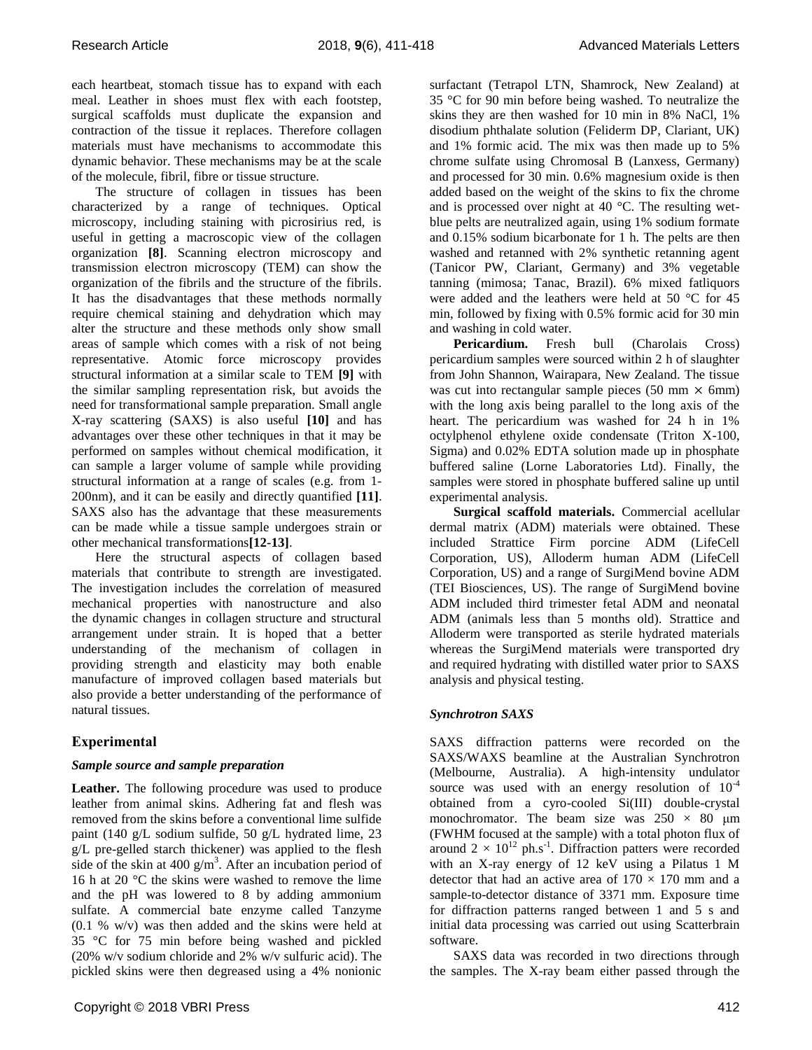each heartbeat, stomach tissue has to expand with each meal. Leather in shoes must flex with each footstep, surgical scaffolds must duplicate the expansion and contraction of the tissue it replaces. Therefore collagen materials must have mechanisms to accommodate this dynamic behavior. These mechanisms may be at the scale of the molecule, fibril, fibre or tissue structure.

The structure of collagen in tissues has been characterized by a range of techniques. Optical microscopy, including staining with picrosirius red, is useful in getting a macroscopic view of the collagen organization **[8]**. Scanning electron microscopy and transmission electron microscopy (TEM) can show the organization of the fibrils and the structure of the fibrils. It has the disadvantages that these methods normally require chemical staining and dehydration which may alter the structure and these methods only show small areas of sample which comes with a risk of not being representative. Atomic force microscopy provides structural information at a similar scale to TEM **[9]** with the similar sampling representation risk, but avoids the need for transformational sample preparation. Small angle X-ray scattering (SAXS) is also useful **[10]** and has advantages over these other techniques in that it may be performed on samples without chemical modification, it can sample a larger volume of sample while providing structural information at a range of scales (e.g. from 1-200nm), and it can be easily and directly quantified **[11]**. SAXS also has the advantage that these measurements can be made while a tissue sample undergoes strain or other mechanical transformations**[12-13]**.

Here the structural aspects of collagen based materials that contribute to strength are investigated. The investigation includes the correlation of measured mechanical properties with nanostructure and also the dynamic changes in collagen structure and structural arrangement under strain. It is hoped that a better understanding of the mechanism of collagen in providing strength and elasticity may both enable manufacture of improved collagen based materials but also provide a better understanding of the performance of natural tissues.

## Experimental

### *Sample source and sample preparation*

**Leather.** The following procedure was used to produce leather from animal skins. Adhering fat and flesh was removed from the skins before a conventional lime sulfide paint (140 g/L sodium sulfide, 50 g/L hydrated lime, 23 g/L pre-gelled starch thickener) was applied to the flesh side of the skin at 400 g/m$^3$. After an incubation period of 16 h at 20 °C the skins were washed to remove the lime and the pH was lowered to 8 by adding ammonium sulfate. A commercial bate enzyme called Tanzyme (0.1 % w/v) was then added and the skins were held at 35 °C for 75 min before being washed and pickled (20% w/v sodium chloride and 2% w/v sulfuric acid). The pickled skins were then degreased using a 4% nonionic surfactant (Tetrapol LTN, Shamrock, New Zealand) at 35 °C for 90 min before being washed. To neutralize the skins they are then washed for 10 min in 8% NaCl, 1% disodium phthalate solution (Feliderm DP, Clariant, UK) and 1% formic acid. The mix was then made up to 5% chrome sulfate using Chromosal B (Lanxess, Germany) and processed for 30 min. 0.6% magnesium oxide is then added based on the weight of the skins to fix the chrome and is processed over night at 40 °C. The resulting wet-blue pelts are neutralized again, using 1% sodium formate and 0.15% sodium bicarbonate for 1 h. The pelts are then washed and retanned with 2% synthetic retanning agent (Tanicor PW, Clariant, Germany) and 3% vegetable tanning (mimosa; Tanac, Brazil). 6% mixed fatliquors were added and the leathers were held at 50 °C for 45 min, followed by fixing with 0.5% formic acid for 30 min and washing in cold water.

**Pericardium.** Fresh bull (Charolais Cross) pericardium samples were sourced within 2 h of slaughter from John Shannon, Wairapara, New Zealand. The tissue was cut into rectangular sample pieces (50 mm × 6mm) with the long axis being parallel to the long axis of the heart. The pericardium was washed for 24 h in 1% octylphenol ethylene oxide condensate (Triton X-100, Sigma) and 0.02% EDTA solution made up in phosphate buffered saline (Lorne Laboratories Ltd). Finally, the samples were stored in phosphate buffered saline up until experimental analysis.

**Surgical scaffold materials.** Commercial acellular dermal matrix (ADM) materials were obtained. These included Strattice Firm porcine ADM (LifeCell Corporation, US), Alloderm human ADM (LifeCell Corporation, US) and a range of SurgiMend bovine ADM (TEI Biosciences, US). The range of SurgiMend bovine ADM included third trimester fetal ADM and neonatal ADM (animals less than 5 months old). Strattice and Alloderm were transported as sterile hydrated materials whereas the SurgiMend materials were transported dry and required hydrating with distilled water prior to SAXS analysis and physical testing.

### *Synchrotron SAXS*

SAXS diffraction patterns were recorded on the SAXS/WAXS beamline at the Australian Synchrotron (Melbourne, Australia). A high-intensity undulator source was used with an energy resolution of $10^{-4}$ obtained from a cyro-cooled Si(III) double-crystal monochromator. The beam size was 250 × 80 μm (FWHM focused at the sample) with a total photon flux of around $2 \times 10^{12}$ ph.s$^{-1}$. Diffraction patters were recorded with an X-ray energy of 12 keV using a Pilatus 1 M detector that had an active area of 170 × 170 mm and a sample-to-detector distance of 3371 mm. Exposure time for diffraction patterns ranged between 1 and 5 s and initial data processing was carried out using Scatterbrain software.

SAXS data was recorded in two directions through the samples. The X-ray beam either passed through the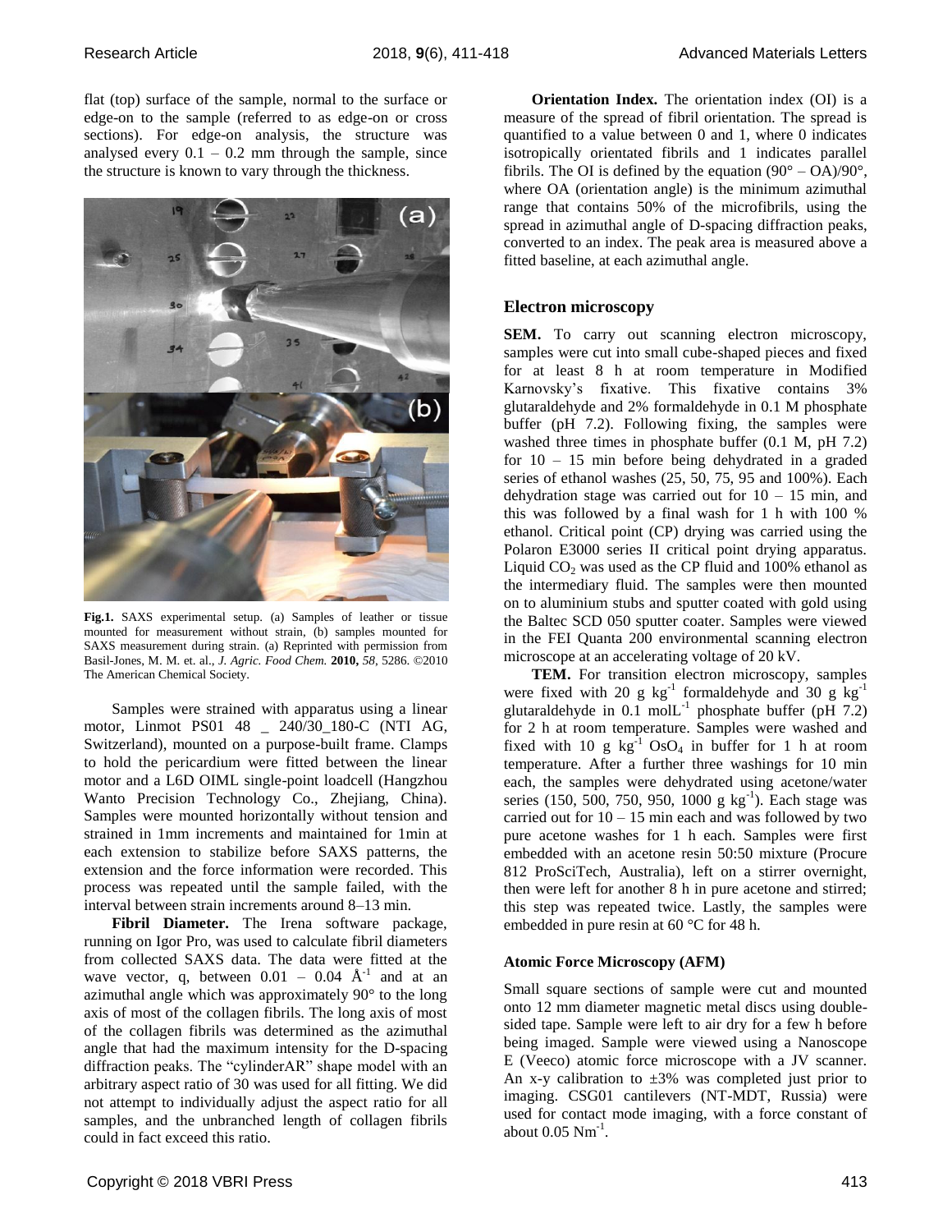flat (top) surface of the sample, normal to the surface or edge-on on to the sample (referred to as edge-on or cross sections). For edge-on analysis, the structure was analysed every 0.1 – 0.2 mm through the sample, since the structure is known to vary through the thickness.

**Fig.1.** SAXS experimental setup. (a) Samples of leather or tissue mounted for measurement without strain, (b) samples mounted for SAXS measurement during strain. (a) Reprinted with permission from Basil-Jones, M. M. et. al., *J. Agric. Food Chem.* **2010,** *58*, 5286. ©2010 The American Chemical Society.

Samples were strained with apparatus using a linear motor, Linmot PS01 48 _ 240/30_180-C (NTI AG, Switzerland), mounted on a purpose-built frame. Clamps to hold the pericardium were fitted between the linear motor and a L6D OIML single-point loadcell (Hangzhou Wanto Precision Technology Co., Zhejiang, China). Samples were mounted horizontally without tension and strained in 1mm increments and maintained for 1min at each extension to stabilize before SAXS patterns, the extension and the force information were recorded. This process was repeated until the sample failed, with the interval between strain increments around 8–13 min.

**Fibril Diameter.** The Irena software package, running on Igor Pro, was used to calculate fibril diameters from collected SAXS data. The data were fitted at the wave vector, q, between 0.01 – 0.04 $Å^{-1}$ and at an azimuthal angle which was approximately 90° to the long axis of most of the collagen fibrils. The long axis of most of the collagen fibrils was determined as the azimuthal angle that had the maximum intensity for the D-spacing diffraction peaks. The "cylinderAR" shape model with an arbitrary aspect ratio of 30 was used for all fitting. We did not attempt to individually adjust the aspect ratio for all samples, and the unbranched length of collagen fibrils could in fact exceed this ratio.

**Orientation Index.** The orientation index (OI) is a measure of the spread of fibril orientation. The spread is quantified to a value between 0 and 1, where 0 indicates isotropically orientated fibrils and 1 indicates parallel fibrils. The OI is defined by the equation (90° – OA)/90°, where OA (orientation angle) is the minimum azimuthal range that contains 50% of the microfibrils, using the spread in azimuthal angle of D-spacing diffraction peaks, converted to an index. The peak area is measured above a fitted baseline, at each azimuthal angle.

## Electron microscopy

**SEM.** To carry out scanning electron microscopy, samples were cut into small cube-shaped pieces and fixed for at least 8 h at room temperature in Modified Karnovsky's fixative. This fixative contains 3% glutaraldehyde and 2% formaldehyde in 0.1 M phosphate buffer (pH 7.2). Following fixing, the samples were washed three times in phosphate buffer (0.1 M, pH 7.2) for 10 – 15 min before being dehydrated in a graded series of ethanol washes (25, 50, 75, 95 and 100%). Each dehydration stage was carried out for 10 – 15 min, and this was followed by a final wash for 1 h with 100 % ethanol. Critical point (CP) drying was carried using the Polaron E3000 series II critical point drying apparatus. Liquid $CO_2$ was used as the CP fluid and 100% ethanol as the intermediary fluid. The samples were then mounted on to aluminium stubs and sputter coated with gold using the Baltec SCD 050 sputter coater. Samples were viewed in the FEI Quanta 200 environmental scanning electron microscope at an accelerating voltage of 20 kV.

**TEM.** For transition electron microscopy, samples were fixed with 20 g $kg^{-1}$ formaldehyde and 30 g $kg^{-1}$ glutaraldehyde in 0.1 $molL^{-1}$ phosphate buffer (pH 7.2) for 2 h at room temperature. Samples were washed and fixed with 10 g $kg^{-1}$ $OsO_4$ in buffer for 1 h at room temperature. After a further three washings for 10 min each, the samples were dehydrated using acetone/water series (150, 500, 750, 950, 1000 g $kg^{-1}$). Each stage was carried out for 10 – 15 min each and was followed by two pure acetone washes for 1 h each. Samples were first embedded with an acetone resin 50:50 mixture (Procure 812 ProSciTech, Australia), left on a stirrer overnight, then were left for another 8 h in pure acetone and stirred; this step was repeated twice. Lastly, the samples were embedded in pure resin at 60 °C for 48 h.

### Atomic Force Microscopy (AFM)

Small square sections of sample were cut and mounted onto 12 mm diameter magnetic metal discs using double-sided tape. Sample were left to air dry for a few h before being imaged. Sample were viewed using a Nanoscope E (Veeco) atomic force microscope with a JV scanner. An x-y calibration to ±3% was completed just prior to imaging. CSG01 cantilevers (NT-MDT, Russia) were used for contact mode imaging, with a force constant of about 0.05 $Nm^{-1}$.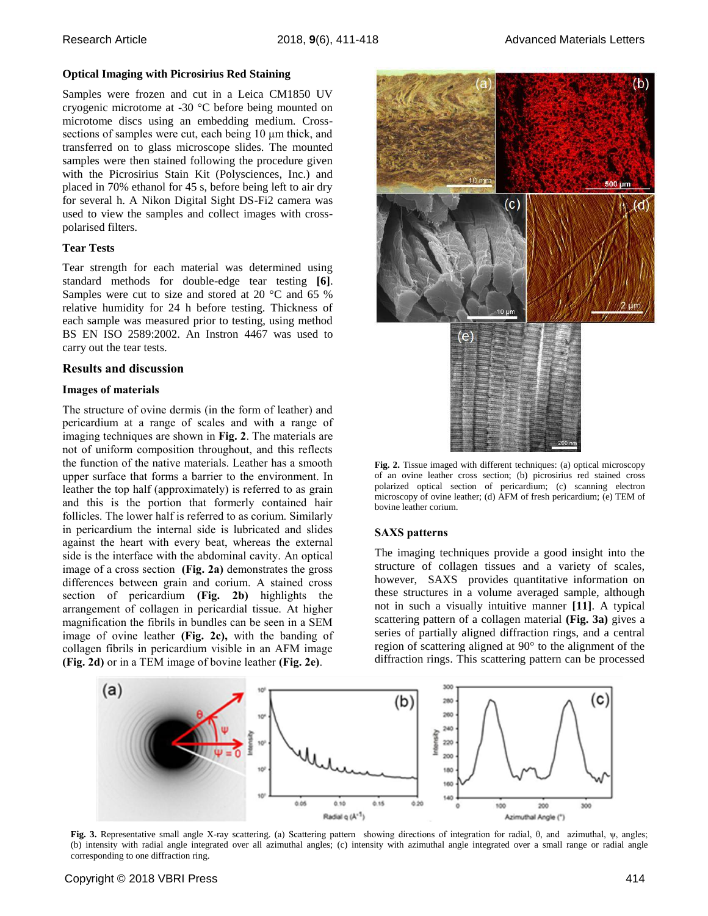### Optical Imaging with Picrosirius Red Staining

Samples were frozen and cut in a Leica CM1850 UV cryogenic microtome at -30 °C before being mounted on microtome discs using an embedding medium. Cross-sections of samples were cut, each being 10 μm thick, and transferred on to glass microscope slides. The mounted samples were then stained following the procedure given with the Picrosirius Stain Kit (Polysciences, Inc.) and placed in 70% ethanol for 45 s, before being left to air dry for several h. A Nikon Digital Sight DS-Fi2 camera was used to view the samples and collect images with cross-polarised filters.

### Tear Tests

Tear strength for each material was determined using standard methods for double-edge tear testing **[6]**. Samples were cut to size and stored at 20 °C and 65 % relative humidity for 24 h before testing. Thickness of each sample was measured prior to testing, using method BS EN ISO 2589:2002. An Instron 4467 was used to carry out the tear tests.

## Results and discussion

### Images of materials

The structure of ovine dermis (in the form of leather) and pericardium at a range of scales and with a range of imaging techniques are shown in **Fig. 2**. The materials are not of uniform composition throughout, and this reflects the function of the native materials. Leather has a smooth upper surface that forms a barrier to the environment. In leather the top half (approximately) is referred to as grain and this is the portion that formerly contained hair follicles. The lower half is referred to as corium. Similarly in pericardium the internal side is lubricated and slides against the heart with every beat, whereas the external side is the interface with the abdominal cavity. An optical image of a cross section **(Fig. 2a)** demonstrates the gross differences between grain and corium. A stained cross section of pericardium **(Fig. 2b)** highlights the arrangement of collagen in pericardial tissue. At higher magnification the fibrils in bundles can be seen in a SEM image of ovine leather **(Fig. 2c),** with the banding of collagen fibrils in pericardium visible in an AFM image **(Fig. 2d)** or in a TEM image of bovine leather **(Fig. 2e)**.

**Fig. 2.** Tissue imaged with different techniques: (a) optical microscopy of an ovine leather cross section; (b) picrosirius red stained cross polarized optical section of pericardium; (c) scanning electron microscopy of ovine leather; (d) AFM of fresh pericardium; (e) TEM of bovine leather corium.

### SAXS patterns

The imaging techniques provide a good insight into the structure of collagen tissues and a variety of scales, however, SAXS provides quantitative information on these structures in a volume averaged sample, although not in such a visually intuitive manner **[11]**. A typical scattering pattern of a collagen material **(Fig. 3a)** gives a series of partially aligned diffraction rings, and a central region of scattering aligned at 90° to the alignment of the diffraction rings. This scattering pattern can be processed

**Fig. 3.** Representative small angle X-ray scattering. (a) Scattering pattern showing directions of integration for radial, θ, and azimuthal, ψ, angles; (b) intensity with radial angle integrated over all azimuthal angles; (c) intensity with azimuthal angle integrated over a small range or radial angle corresponding to one diffraction ring.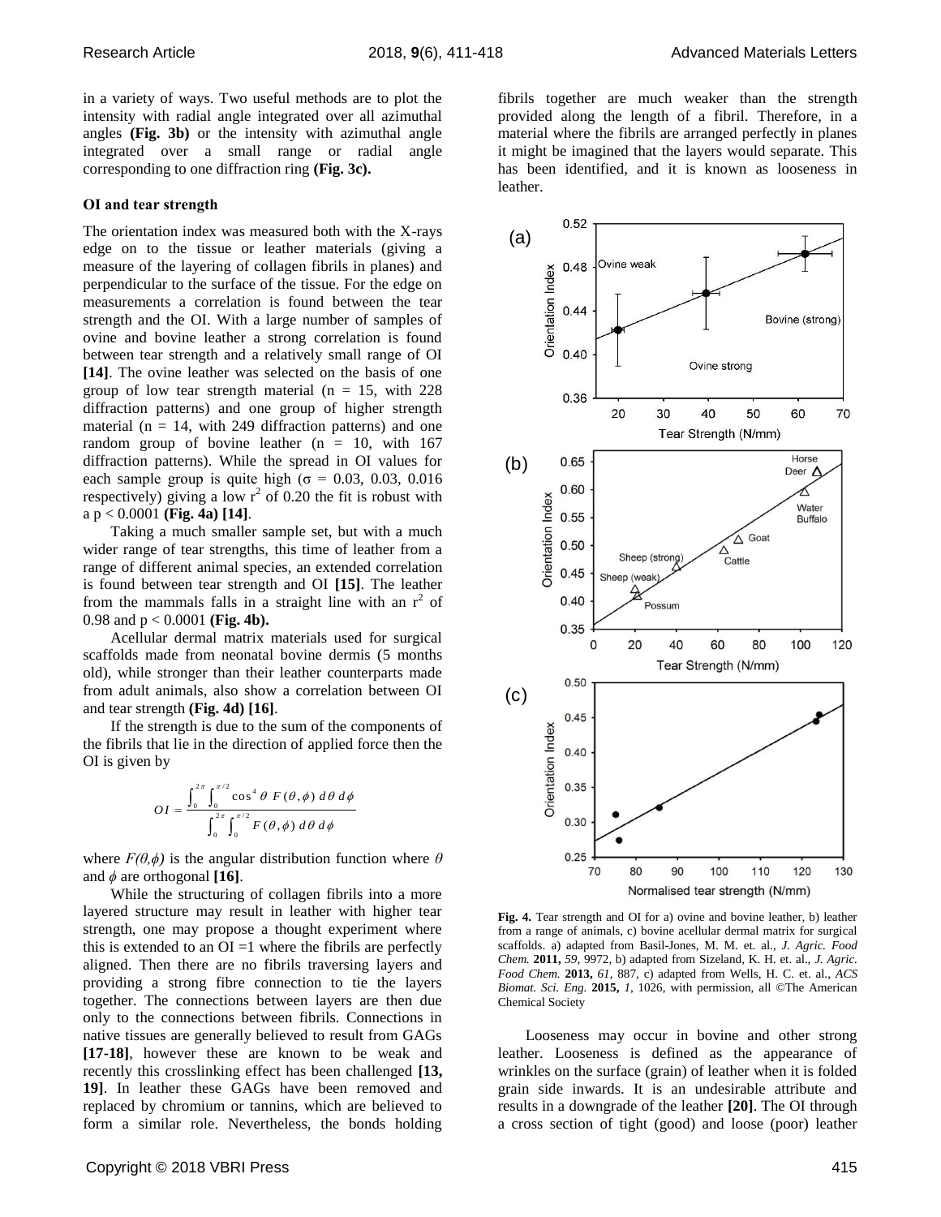in a variety of ways. Two useful methods are to plot the intensity with radial angle integrated over all azimuthal angles **(Fig. 3b)** or the intensity with azimuthal angle integrated over a small range or radial angle corresponding to one diffraction ring **(Fig. 3c).**

### OI and tear strength

The orientation index was measured both with the X-rays edge on to the tissue or leather materials (giving a measure of the layering of collagen fibrils in planes) and perpendicular to the surface of the tissue. For the edge on measurements a correlation is found between the tear strength and the OI. With a large number of samples of ovine and bovine leather a strong correlation is found between tear strength and a relatively small range of OI **[14]**. The ovine leather was selected on the basis of one group of low tear strength material (n = 15, with 228 diffraction patterns) and one group of higher strength material (n = 14, with 249 diffraction patterns) and one random group of bovine leather (n = 10, with 167 diffraction patterns). While the spread in OI values for each sample group is quite high ($\sigma$ = 0.03, 0.03, 0.016 respectively) giving a low $r^2$ of 0.20 the fit is robust with a $p < 0.0001$ **(Fig. 4a) [14]**.

Taking a much smaller sample set, but with a much wider range of tear strengths, this time of leather from a range of different animal species, an extended correlation is found between tear strength and OI **[15]**. The leather from the mammals falls in a straight line with an $r^2$ of 0.98 and $p < 0.0001$ **(Fig. 4b).**

Acellular dermal matrix materials used for surgical scaffolds made from neonatal bovine dermis (5 months old), while stronger than their leather counterparts made from adult animals, also show a correlation between OI and tear strength **(Fig. 4d) [16]**.

If the strength is due to the sum of the components of the fibrils that lie in the direction of applied force then the OI is given by

$$OI = \frac{\int_0^{2\pi} \int_0^{\pi/2} \cos^4 \theta \; F(\theta, \phi) \, d\theta \, d\phi}{\int_0^{2\pi} \int_0^{\pi/2} F(\theta, \phi) \, d\theta \, d\phi}$$

where $F(\theta,\phi)$ is the angular distribution function where $\theta$ and $\phi$ are orthogonal **[16]**.

While the structuring of collagen fibrils into a more layered structure may result in leather with higher tear strength, one may propose a thought experiment where this is extended to an OI =1 where the fibrils are perfectly aligned. Then there are no fibrils traversing layers and providing a strong fibre connection to tie the layers together. The connections between layers are then due only to the connections between fibrils. Connections in native tissues are generally believed to result from GAGs **[17-18]**, however these are known to be weak and recently this crosslinking effect has been challenged **[13, 19]**. In leather these GAGs have been removed and replaced by chromium or tannins, which are believed to form a similar role. Nevertheless, the bonds holding fibrils together are much weaker than the strength provided along the length of a fibril. Therefore, in a material where the fibrils are arranged perfectly in planes it might be imagined that the layers would separate. This has been identified, and it is known as looseness in leather.

**Fig. 4.** Tear strength and OI for a) ovine and bovine leather, b) leather from a range of animals, c) bovine acellular dermal matrix for surgical scaffolds. a) adapted from Basil-Jones, M. M. et. al., *J. Agric. Food Chem.* **2011,** *59*, 9972, b) adapted from Sizeland, K. H. et. al., *J. Agric. Food Chem.* **2013,** *61*, 887, c) adapted from Wells, H. C. et. al., *ACS Biomat. Sci. Eng.* **2015,** *1*, 1026, with permission, all ©The American Chemical Society

Looseness may occur in bovine and other strong leather. Looseness is defined as the appearance of wrinkles on the surface (grain) of leather when it is folded grain side inwards. It is an undesirable attribute and results in a downgrade of the leather **[20]**. The OI through a cross section of tight (good) and loose (poor) leather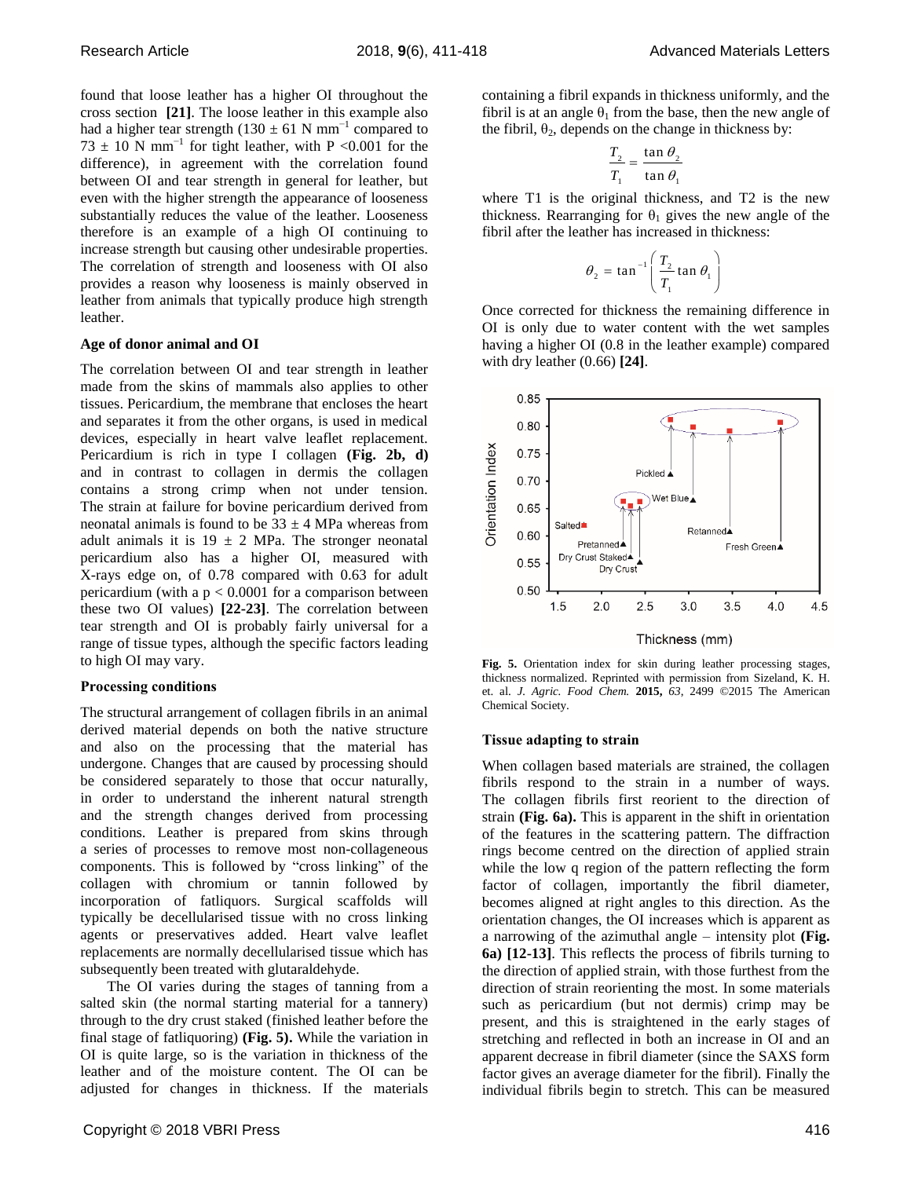found that loose leather has a higher OI throughout the cross section **[21]**. The loose leather in this example also had a higher tear strength (130 ± 61 N mm$^{-1}$ compared to 73 ± 10 N mm$^{-1}$ for tight leather, with P <0.001 for the difference), in agreement with the correlation found between OI and tear strength in general for leather, but even with the higher strength the appearance of looseness substantially reduces the value of the leather. Looseness therefore is an example of a high OI continuing to increase strength but causing other undesirable properties. The correlation of strength and looseness with OI also provides a reason why looseness is mainly observed in leather from animals that typically produce high strength leather.

### Age of donor animal and OI

The correlation between OI and tear strength in leather made from the skins of mammals also applies to other tissues. Pericardium, the membrane that encloses the heart and separates it from the other organs, is used in medical devices, especially in heart valve leaflet replacement. Pericardium is rich in type I collagen **(Fig. 2b, d)** and in contrast to collagen in dermis the collagen contains a strong crimp when not under tension. The strain at failure for bovine pericardium derived from neonatal animals is found to be 33 ± 4 MPa whereas from adult animals it is 19 ± 2 MPa. The stronger neonatal pericardium also has a higher OI, measured with X-rays edge on, of 0.78 compared with 0.63 for adult pericardium (with a $p < 0.0001$ for a comparison between these two OI values) **[22-23]**. The correlation between tear strength and OI is probably fairly universal for a range of tissue types, although the specific factors leading to high OI may vary.

### Processing conditions

The structural arrangement of collagen fibrils in an animal derived material depends on both the native structure and also on the processing that the material has undergone. Changes that are caused by processing should be considered separately to those that occur naturally, in order to understand the inherent natural strength and the strength changes derived from processing conditions. Leather is prepared from skins through a series of processes to remove most non-collageneous components. This is followed by "cross linking" of the collagen with chromium or tannin followed by incorporation of fatliquors. Surgical scaffolds will typically be decellularised tissue with no cross linking agents or preservatives added. Heart valve leaflet replacements are normally decellularised tissue which has subsequently been treated with glutaraldehyde.

The OI varies during the stages of tanning from a salted skin (the normal starting material for a tannery) through to the dry crust staked (finished leather before the final stage of fatliquoring) **(Fig. 5).** While the variation in OI is quite large, so is the variation in thickness of the leather and of the moisture content. The OI can be adjusted for changes in thickness. If the materials containing a fibril expands in thickness uniformly, and the fibril is at an angle $\theta_1$ from the base, then the new angle of the fibril, $\theta_2$, depends on the change in thickness by:

$$\frac{T_2}{T_1} = \frac{\tan\theta_2}{\tan\theta_1}$$

where T1 is the original thickness, and T2 is the new thickness. Rearranging for $\theta_1$ gives the new angle of the fibril after the leather has increased in thickness:

$$\theta_2 = \tan^{-1}\left(\frac{T_2}{T_1}\tan\theta_1\right)$$

Once corrected for thickness the remaining difference in OI is only due to water content with the wet samples having a higher OI (0.8 in the leather example) compared with dry leather (0.66) **[24]**.

**Fig. 5.** Orientation index for skin during leather processing stages, thickness normalized. Reprinted with permission from Sizeland, K. H. et. al. *J. Agric. Food Chem.* **2015,** *63*, 2499 ©2015 The American Chemical Society.

### Tissue adapting to strain

When collagen based materials are strained, the collagen fibrils respond to the strain in a number of ways. The collagen fibrils first reorient to the direction of strain **(Fig. 6a).** This is apparent in the shift in orientation of the features in the scattering pattern. The diffraction rings become centred on the direction of applied strain while the low q region of the pattern reflecting the form factor of collagen, importantly the fibril diameter, becomes aligned at right angles to this direction. As the orientation changes, the OI increases which is apparent as a narrowing of the azimuthal angle – intensity plot **(Fig. 6a) [12-13]**. This reflects the process of fibrils turning to the direction of applied strain, with those furthest from the direction of strain reorienting the most. In some materials such as pericardium (but not dermis) crimp may be present, and this is straightened in the early stages of stretching and reflected in both an increase in OI and an apparent decrease in fibril diameter (since the SAXS form factor gives an average diameter for the fibril). Finally the individual fibrils begin to stretch. This can be measured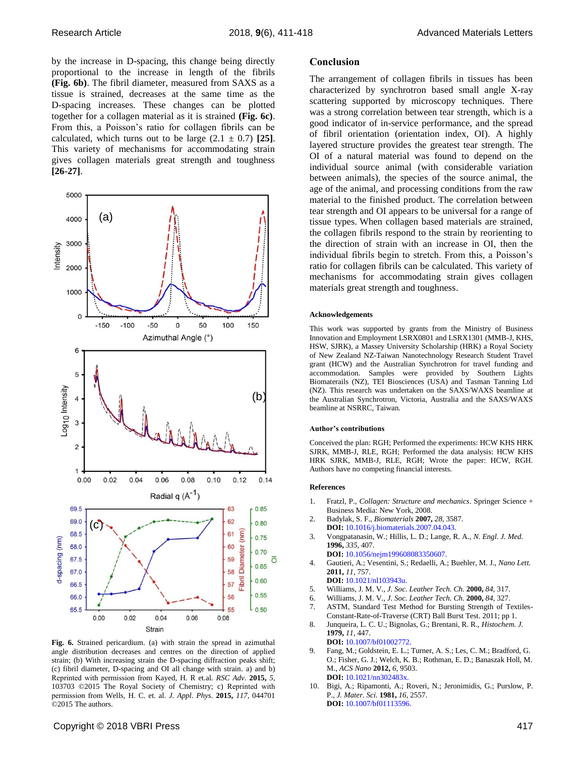by the increase in D-spacing, this change being directly proportional to the increase in length of the fibrils **(Fig. 6b)**. The fibril diameter, measured from SAXS as a tissue is strained, decreases at the same time as the D-spacing increases. These changes can be plotted together for a collagen material as it is strained **(Fig. 6c)**. From this, a Poisson's ratio for collagen fibrils can be calculated, which turns out to be large (2.1 ± 0.7) **[25]**. This variety of mechanisms for accommodating strain gives collagen materials great strength and toughness **[26-27]**.

**Fig. 6.** Strained pericardium. (a) with strain the spread in azimuthal angle distribution decreases and centres on the direction of applied strain; (b) With increasing strain the D-spacing diffraction peaks shift; (c) fibril diameter, D-spacing and OI all change with strain. a) and b) Reprinted with permission from Kayed, H. R et.al. *RSC Adv.* **2015,** *5*, 103703 ©2015 The Royal Society of Chemistry; c) Reprinted with permission from Wells, H. C. et. al. *J. Appl. Phys.* **2015,** *117*, 044701 ©2015 The authors.

## Conclusion

The arrangement of collagen fibrils in tissues has been characterized by synchrotron based small angle X-ray scattering supported by microscopy techniques. There was a strong correlation between tear strength, which is a good indicator of in-service performance, and the spread of fibril orientation (orientation index, OI). A highly layered structure provides the greatest tear strength. The OI of a natural material was found to depend on the individual source animal (with considerable variation between animals), the species of the source animal, the age of the animal, and processing conditions from the raw material to the finished product. The correlation between tear strength and OI appears to be universal for a range of tissue types. When collagen based materials are strained, the collagen fibrils respond to the strain by reorienting to the direction of strain with an increase in OI, then the individual fibrils begin to stretch. From this, a Poisson's ratio for collagen fibrils can be calculated. This variety of mechanisms for accommodating strain gives collagen materials great strength and toughness.

#### Acknowledgements

This work was supported by grants from the Ministry of Business Innovation and Employment LSRX0801 and LSRX1301 (MMB-J, KHS, HSW, SJRK), a Massey University Scholarship (HRK) a Royal Society of New Zealand NZ-Taiwan Nanotechnology Research Student Travel grant (HCW) and the Australian Synchrotron for travel funding and accommodation. Samples were provided by Southern Lights Biomaterails (NZ), TEI Biosciences (USA) and Tasman Tanning Ltd (NZ). This research was undertaken on the SAXS/WAXS beamline at the Australian Synchrotron, Victoria, Australia and the SAXS/WAXS beamline at NSRRC, Taiwan.

#### Author's contributions

Conceived the plan: RGH; Performed the experiments: HCW KHS HRK SJRK, MMB-J, RLE, RGH; Performed the data analysis: HCW KHS HRK SJRK, MMB-J, RLE, RGH; Wrote the paper: HCW, RGH. Authors have no competing financial interests.

#### References

1. Fratzl, P., *Collagen: Structure and mechanics*. Springer Science + Business Media: New York, 2008.
2. Badylak, S. F., *Biomaterials* **2007,** *28*, 3587. **DOI:** 10.1016/j.biomaterials.2007.04.043.
3. Vongpatanasin, W.; Hillis, L. D.; Lange, R. A., *N. Engl. J. Med.* **1996,** *335*, 407. **DOI:** 10.1056/nejm199608083350607.
4. Gautieri, A.; Vesentini, S.; Redaelli, A.; Buehler, M. J., *Nano Lett.* **2011,** *11*, 757. **DOI:** 10.1021/nl103943u.
5. Williams, J. M. V., *J. Soc. Leather Tech. Ch.* **2000,** *84*, 317.
6. Williams, J. M. V., *J. Soc. Leather Tech. Ch.* **2000,** *84*, 327.
7. ASTM, Standard Test Method for Bursting Strength of Textiles-Constant-Rate-of-Traverse (CRT) Ball Burst Test. 2011; pp 1.
8. Junqueira, L. C. U.; Bignolas, G.; Brentani, R. R., *Histochem. J.* **1979,** *11*, 447. **DOI:** 10.1007/bf01002772.
9. Fang, M.; Goldstein, E. L.; Turner, A. S.; Les, C. M.; Bradford, G. O.; Fisher, G. J.; Welch, K. B.; Rothman, E. D.; Banaszak Holl, M. M., *ACS Nano* **2012,** *6*, 9503. **DOI:** 10.1021/nn302483x.
10. Bigi, A.; Ripamonti, A.; Roveri, N.; Jeronimidis, G.; Purslow, P. P., *J. Mater. Sci.* **1981,** *16*, 2557. **DOI:** 10.1007/bf01113596.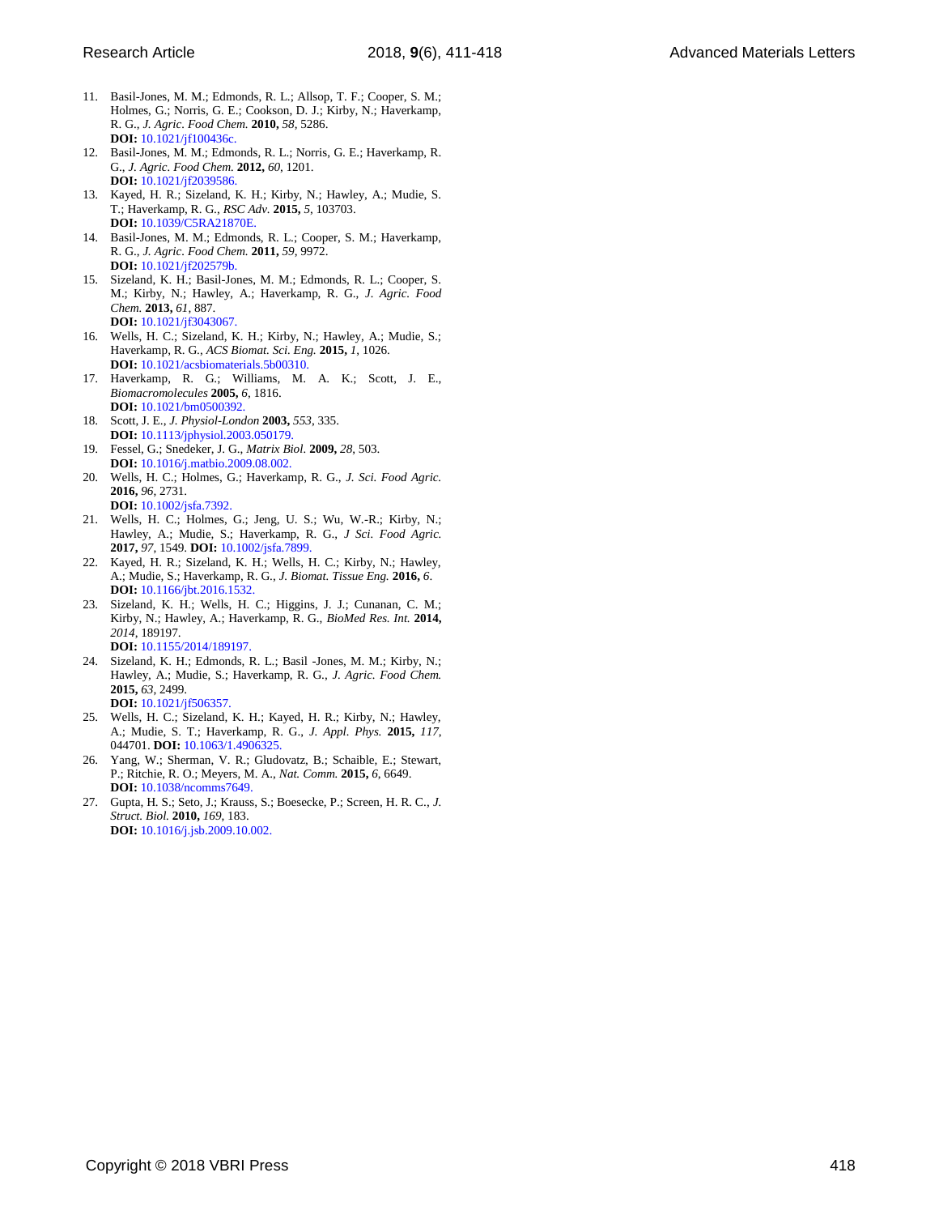11. Basil-Jones, M. M.; Edmonds, R. L.; Allsop, T. F.; Cooper, S. M.; Holmes, G.; Norris, G. E.; Cookson, D. J.; Kirby, N.; Haverkamp, R. G., *J. Agric. Food Chem.* **2010,** *58*, 5286. **DOI:** 10.1021/jf100436c.
12. Basil-Jones, M. M.; Edmonds, R. L.; Norris, G. E.; Haverkamp, R. G., *J. Agric. Food Chem.* **2012,** *60*, 1201. **DOI:** 10.1021/jf2039586.
13. Kayed, H. R.; Sizeland, K. H.; Kirby, N.; Hawley, A.; Mudie, S. T.; Haverkamp, R. G., *RSC Adv.* **2015,** *5*, 103703. **DOI:** 10.1039/C5RA21870E.
14. Basil-Jones, M. M.; Edmonds, R. L.; Cooper, S. M.; Haverkamp, R. G., *J. Agric. Food Chem.* **2011,** *59*, 9972. **DOI:** 10.1021/jf202579b.
15. Sizeland, K. H.; Basil-Jones, M. M.; Edmonds, R. L.; Cooper, S. M.; Kirby, N.; Hawley, A.; Haverkamp, R. G., *J. Agric. Food Chem.* **2013,** *61*, 887. **DOI:** 10.1021/jf3043067.
16. Wells, H. C.; Sizeland, K. H.; Kirby, N.; Hawley, A.; Mudie, S.; Haverkamp, R. G., *ACS Biomat. Sci. Eng.* **2015,** *1*, 1026. **DOI:** 10.1021/acsbiomaterials.5b00310.
17. Haverkamp, R. G.; Williams, M. A. K.; Scott, J. E., *Biomacromolecules* **2005,** *6*, 1816. **DOI:** 10.1021/bm0500392.
18. Scott, J. E., *J. Physiol-London* **2003,** *553*, 335. **DOI:** 10.1113/jphysiol.2003.050179.
19. Fessel, G.; Snedeker, J. G., *Matrix Biol.* **2009,** *28*, 503. **DOI:** 10.1016/j.matbio.2009.08.002.
20. Wells, H. C.; Holmes, G.; Haverkamp, R. G., *J. Sci. Food Agric.* **2016,** *96*, 2731. **DOI:** 10.1002/jsfa.7392.
21. Wells, H. C.; Holmes, G.; Jeng, U. S.; Wu, W.-R.; Kirby, N.; Hawley, A.; Mudie, S.; Haverkamp, R. G., *J Sci. Food Agric.* **2017,** *97*, 1549. **DOI:** 10.1002/jsfa.7899.
22. Kayed, H. R.; Sizeland, K. H.; Wells, H. C.; Kirby, N.; Hawley, A.; Mudie, S.; Haverkamp, R. G., *J. Biomat. Tissue Eng.* **2016,** *6*. **DOI:** 10.1166/jbt.2016.1532.
23. Sizeland, K. H.; Wells, H. C.; Higgins, J. J.; Cunanan, C. M.; Kirby, N.; Hawley, A.; Haverkamp, R. G., *BioMed Res. Int.* **2014,** *2014*, 189197. **DOI:** 10.1155/2014/189197.
24. Sizeland, K. H.; Edmonds, R. L.; Basil -Jones, M. M.; Kirby, N.; Hawley, A.; Mudie, S.; Haverkamp, R. G., *J. Agric. Food Chem.* **2015,** *63*, 2499. **DOI:** 10.1021/jf506357.
25. Wells, H. C.; Sizeland, K. H.; Kayed, H. R.; Kirby, N.; Hawley, A.; Mudie, S. T.; Haverkamp, R. G., *J. Appl. Phys.* **2015,** *117*, 044701. **DOI:** 10.1063/1.4906325.
26. Yang, W.; Sherman, V. R.; Gludovatz, B.; Schaible, E.; Stewart, P.; Ritchie, R. O.; Meyers, M. A., *Nat. Comm.* **2015,** *6*, 6649. **DOI:** 10.1038/ncomms7649.
27. Gupta, H. S.; Seto, J.; Krauss, S.; Boesecke, P.; Screen, H. R. C., *J. Struct. Biol.* **2010,** *169*, 183. **DOI:** 10.1016/j.jsb.2009.10.002.